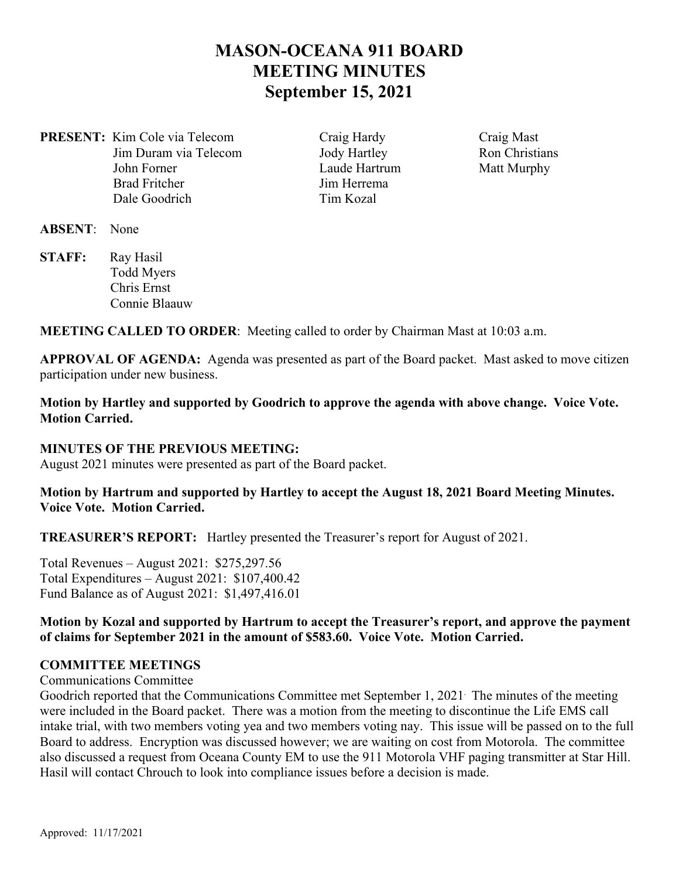# MASON-OCEANA 911 BOARD
# MEETING MINUTES
# September 15, 2021

**PRESENT:** Kim Cole via Telecom, Jim Duram via Telecom, John Forner, Brad Fritcher, Dale Goodrich, Craig Hardy, Jody Hartley, Laude Hartrum, Jim Herrema, Tim Kozal, Craig Mast, Ron Christians, Matt Murphy

**ABSENT**: None

**STAFF:** Ray Hasil, Todd Myers, Chris Ernst, Connie Blaauw

**MEETING CALLED TO ORDER**: Meeting called to order by Chairman Mast at 10:03 a.m.

**APPROVAL OF AGENDA:** Agenda was presented as part of the Board packet. Mast asked to move citizen participation under new business.

**Motion by Hartley and supported by Goodrich to approve the agenda with above change. Voice Vote. Motion Carried.**

**MINUTES OF THE PREVIOUS MEETING:**
August 2021 minutes were presented as part of the Board packet.

**Motion by Hartrum and supported by Hartley to accept the August 18, 2021 Board Meeting Minutes. Voice Vote. Motion Carried.**

**TREASURER'S REPORT:** Hartley presented the Treasurer's report for August of 2021.

Total Revenues – August 2021: $275,297.56
Total Expenditures – August 2021: $107,400.42
Fund Balance as of August 2021: $1,497,416.01

**Motion by Kozal and supported by Hartrum to accept the Treasurer's report, and approve the payment of claims for September 2021 in the amount of $583.60. Voice Vote. Motion Carried.**

**COMMITTEE MEETINGS**

Communications Committee

Goodrich reported that the Communications Committee met September 1, 2021. The minutes of the meeting were included in the Board packet. There was a motion from the meeting to discontinue the Life EMS call intake trial, with two members voting yea and two members voting nay. This issue will be passed on to the full Board to address. Encryption was discussed however; we are waiting on cost from Motorola. The committee also discussed a request from Oceana County EM to use the 911 Motorola VHF paging transmitter at Star Hill. Hasil will contact Chrouch to look into compliance issues before a decision is made.

Approved: 11/17/2021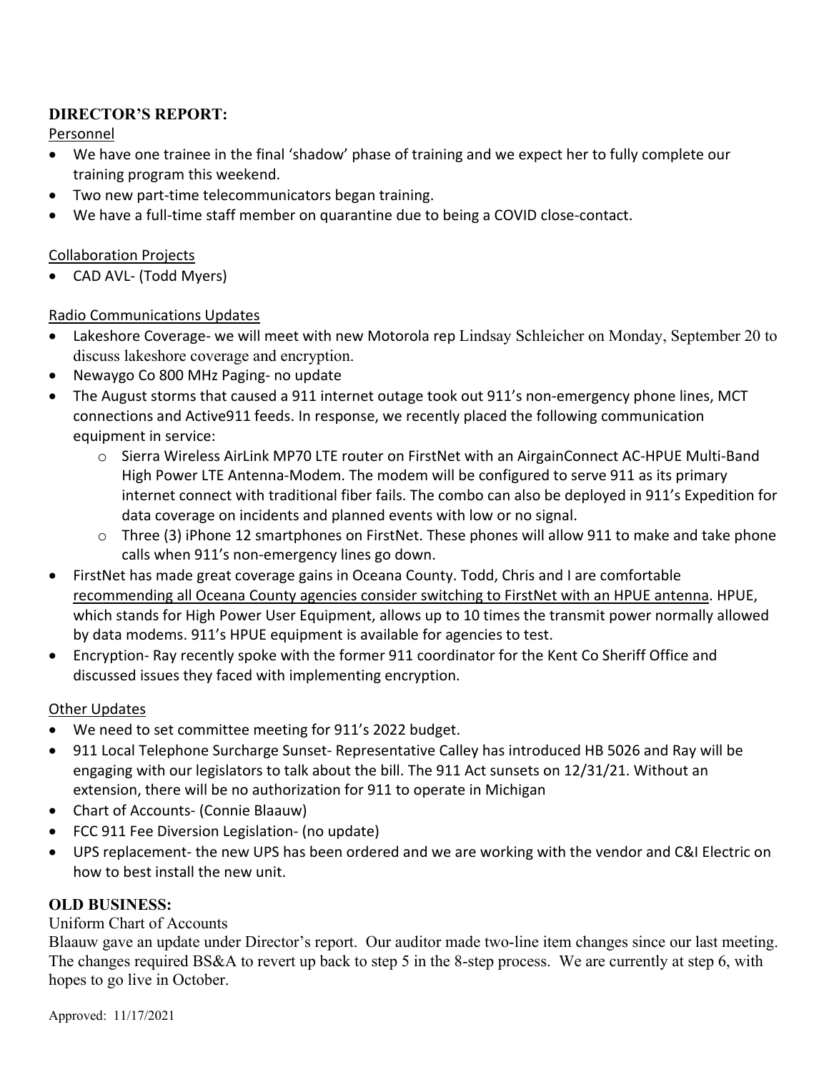**DIRECTOR'S REPORT:**

Personnel

- We have one trainee in the final 'shadow' phase of training and we expect her to fully complete our training program this weekend.
- Two new part-time telecommunicators began training.
- We have a full-time staff member on quarantine due to being a COVID close-contact.

Collaboration Projects

- CAD AVL- (Todd Myers)

Radio Communications Updates

- Lakeshore Coverage- we will meet with new Motorola rep Lindsay Schleicher on Monday, September 20 to discuss lakeshore coverage and encryption.
- Newaygo Co 800 MHz Paging- no update
- The August storms that caused a 911 internet outage took out 911's non-emergency phone lines, MCT connections and Active911 feeds. In response, we recently placed the following communication equipment in service:
    - Sierra Wireless AirLink MP70 LTE router on FirstNet with an AirgainConnect AC-HPUE Multi-Band High Power LTE Antenna-Modem. The modem will be configured to serve 911 as its primary internet connect with traditional fiber fails. The combo can also be deployed in 911's Expedition for data coverage on incidents and planned events with low or no signal.
    - Three (3) iPhone 12 smartphones on FirstNet. These phones will allow 911 to make and take phone calls when 911's non-emergency lines go down.
- FirstNet has made great coverage gains in Oceana County. Todd, Chris and I are comfortable recommending all Oceana County agencies consider switching to FirstNet with an HPUE antenna. HPUE, which stands for High Power User Equipment, allows up to 10 times the transmit power normally allowed by data modems. 911's HPUE equipment is available for agencies to test.
- Encryption- Ray recently spoke with the former 911 coordinator for the Kent Co Sheriff Office and discussed issues they faced with implementing encryption.

Other Updates

- We need to set committee meeting for 911's 2022 budget.
- 911 Local Telephone Surcharge Sunset- Representative Calley has introduced HB 5026 and Ray will be engaging with our legislators to talk about the bill. The 911 Act sunsets on 12/31/21. Without an extension, there will be no authorization for 911 to operate in Michigan
- Chart of Accounts- (Connie Blaauw)
- FCC 911 Fee Diversion Legislation- (no update)
- UPS replacement- the new UPS has been ordered and we are working with the vendor and C&I Electric on how to best install the new unit.

**OLD BUSINESS:**

Uniform Chart of Accounts

Blaauw gave an update under Director's report. Our auditor made two-line item changes since our last meeting. The changes required BS&A to revert up back to step 5 in the 8-step process. We are currently at step 6, with hopes to go live in October.

Approved: 11/17/2021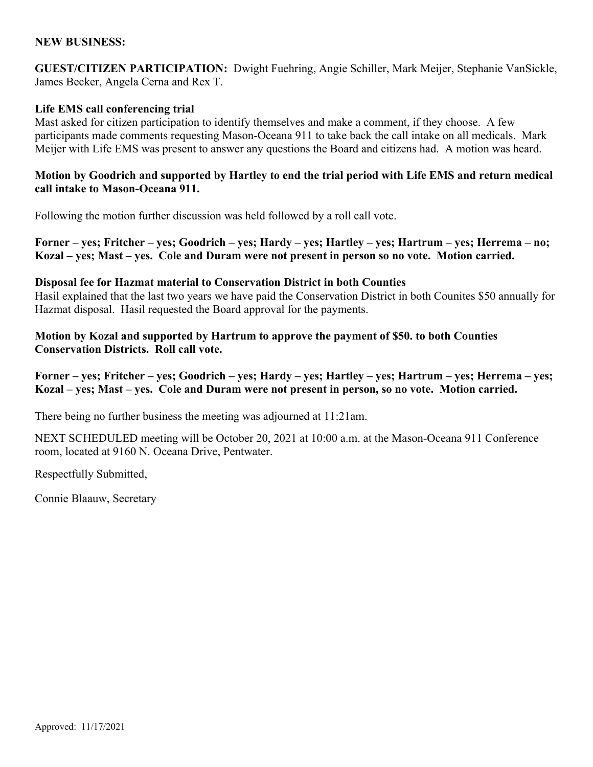**NEW BUSINESS:**

**GUEST/CITIZEN PARTICIPATION:** Dwight Fuehring, Angie Schiller, Mark Meijer, Stephanie VanSickle, James Becker, Angela Cerna and Rex T.

**Life EMS call conferencing trial**

Mast asked for citizen participation to identify themselves and make a comment, if they choose. A few participants made comments requesting Mason-Oceana 911 to take back the call intake on all medicals. Mark Meijer with Life EMS was present to answer any questions the Board and citizens had. A motion was heard.

**Motion by Goodrich and supported by Hartley to end the trial period with Life EMS and return medical call intake to Mason-Oceana 911.**

Following the motion further discussion was held followed by a roll call vote.

**Forner – yes; Fritcher – yes; Goodrich – yes; Hardy – yes; Hartley – yes; Hartrum – yes; Herrema – no; Kozal – yes; Mast – yes. Cole and Duram were not present in person so no vote. Motion carried.**

**Disposal fee for Hazmat material to Conservation District in both Counties**

Hasil explained that the last two years we have paid the Conservation District in both Counites $50 annually for Hazmat disposal. Hasil requested the Board approval for the payments.

**Motion by Kozal and supported by Hartrum to approve the payment of $50. to both Counties Conservation Districts. Roll call vote.**

**Forner – yes; Fritcher – yes; Goodrich – yes; Hardy – yes; Hartley – yes; Hartrum – yes; Herrema – yes; Kozal – yes; Mast – yes. Cole and Duram were not present in person, so no vote. Motion carried.**

There being no further business the meeting was adjourned at 11:21am.

NEXT SCHEDULED meeting will be October 20, 2021 at 10:00 a.m. at the Mason-Oceana 911 Conference room, located at 9160 N. Oceana Drive, Pentwater.

Respectfully Submitted,

Connie Blaauw, Secretary

Approved: 11/17/2021